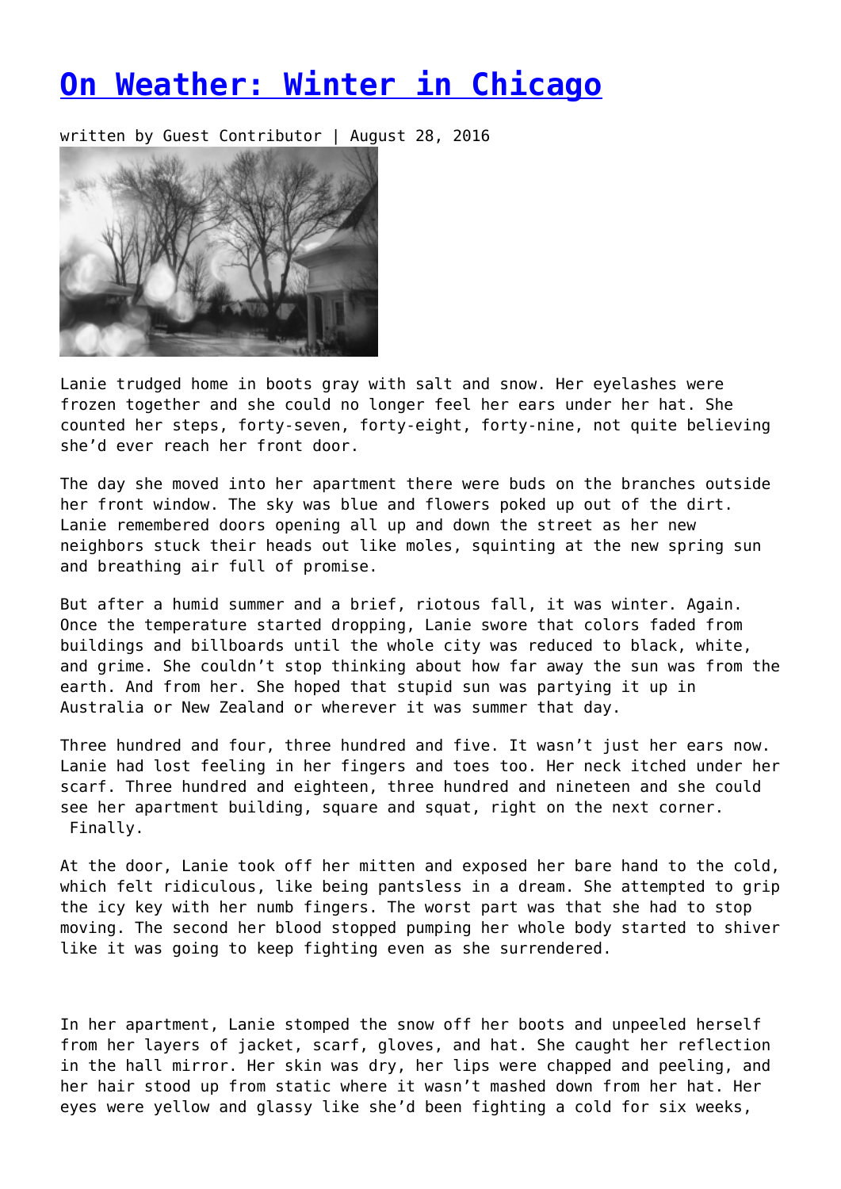# [On Weather: Winter in Chicago]

written by Guest Contributor | August 28, 2016

Lanie trudged home in boots gray with salt and snow. Her eyelashes were frozen together and she could no longer feel her ears under her hat. She counted her steps, forty-seven, forty-eight, forty-nine, not quite believing she'd ever reach her front door.

The day she moved into her apartment there were buds on the branches outside her front window. The sky was blue and flowers poked up out of the dirt. Lanie remembered doors opening all up and down the street as her new neighbors stuck their heads out like moles, squinting at the new spring sun and breathing air full of promise.

But after a humid summer and a brief, riotous fall, it was winter. Again. Once the temperature started dropping, Lanie swore that colors faded from buildings and billboards until the whole city was reduced to black, white, and grime. She couldn't stop thinking about how far away the sun was from the earth. And from her. She hoped that stupid sun was partying it up in Australia or New Zealand or wherever it was summer that day.

Three hundred and four, three hundred and five. It wasn't just her ears now. Lanie had lost feeling in her fingers and toes too. Her neck itched under her scarf. Three hundred and eighteen, three hundred and nineteen and she could see her apartment building, square and squat, right on the next corner. Finally.

At the door, Lanie took off her mitten and exposed her bare hand to the cold, which felt ridiculous, like being pantsless in a dream. She attempted to grip the icy key with her numb fingers. The worst part was that she had to stop moving. The second her blood stopped pumping her whole body started to shiver like it was going to keep fighting even as she surrendered.

In her apartment, Lanie stomped the snow off her boots and unpeeled herself from her layers of jacket, scarf, gloves, and hat. She caught her reflection in the hall mirror. Her skin was dry, her lips were chapped and peeling, and her hair stood up from static where it wasn't mashed down from her hat. Her eyes were yellow and glassy like she'd been fighting a cold for six weeks,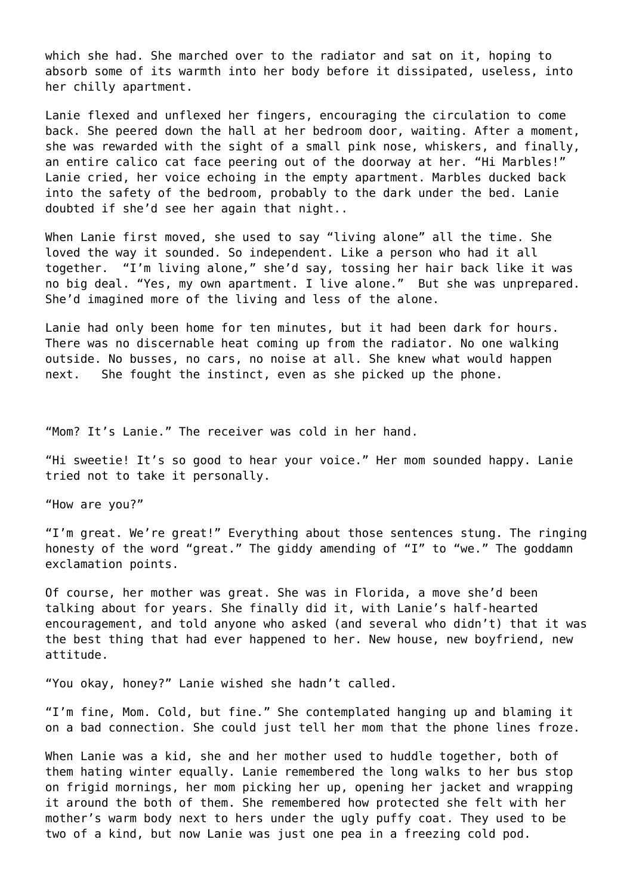which she had. She marched over to the radiator and sat on it, hoping to absorb some of its warmth into her body before it dissipated, useless, into her chilly apartment.

Lanie flexed and unflexed her fingers, encouraging the circulation to come back. She peered down the hall at her bedroom door, waiting. After a moment, she was rewarded with the sight of a small pink nose, whiskers, and finally, an entire calico cat face peering out of the doorway at her. "Hi Marbles!" Lanie cried, her voice echoing in the empty apartment. Marbles ducked back into the safety of the bedroom, probably to the dark under the bed. Lanie doubted if she'd see her again that night..

When Lanie first moved, she used to say "living alone" all the time. She loved the way it sounded. So independent. Like a person who had it all together. "I'm living alone," she'd say, tossing her hair back like it was no big deal. "Yes, my own apartment. I live alone." But she was unprepared. She'd imagined more of the living and less of the alone.

Lanie had only been home for ten minutes, but it had been dark for hours. There was no discernable heat coming up from the radiator. No one walking outside. No busses, no cars, no noise at all. She knew what would happen next. She fought the instinct, even as she picked up the phone.

"Mom? It's Lanie." The receiver was cold in her hand.

"Hi sweetie! It's so good to hear your voice." Her mom sounded happy. Lanie tried not to take it personally.

"How are you?"

"I'm great. We're great!" Everything about those sentences stung. The ringing honesty of the word "great." The giddy amending of "I" to "we." The goddamn exclamation points.

Of course, her mother was great. She was in Florida, a move she'd been talking about for years. She finally did it, with Lanie's half-hearted encouragement, and told anyone who asked (and several who didn't) that it was the best thing that had ever happened to her. New house, new boyfriend, new attitude.

"You okay, honey?" Lanie wished she hadn't called.

"I'm fine, Mom. Cold, but fine." She contemplated hanging up and blaming it on a bad connection. She could just tell her mom that the phone lines froze.

When Lanie was a kid, she and her mother used to huddle together, both of them hating winter equally. Lanie remembered the long walks to her bus stop on frigid mornings, her mom picking her up, opening her jacket and wrapping it around the both of them. She remembered how protected she felt with her mother's warm body next to hers under the ugly puffy coat. They used to be two of a kind, but now Lanie was just one pea in a freezing cold pod.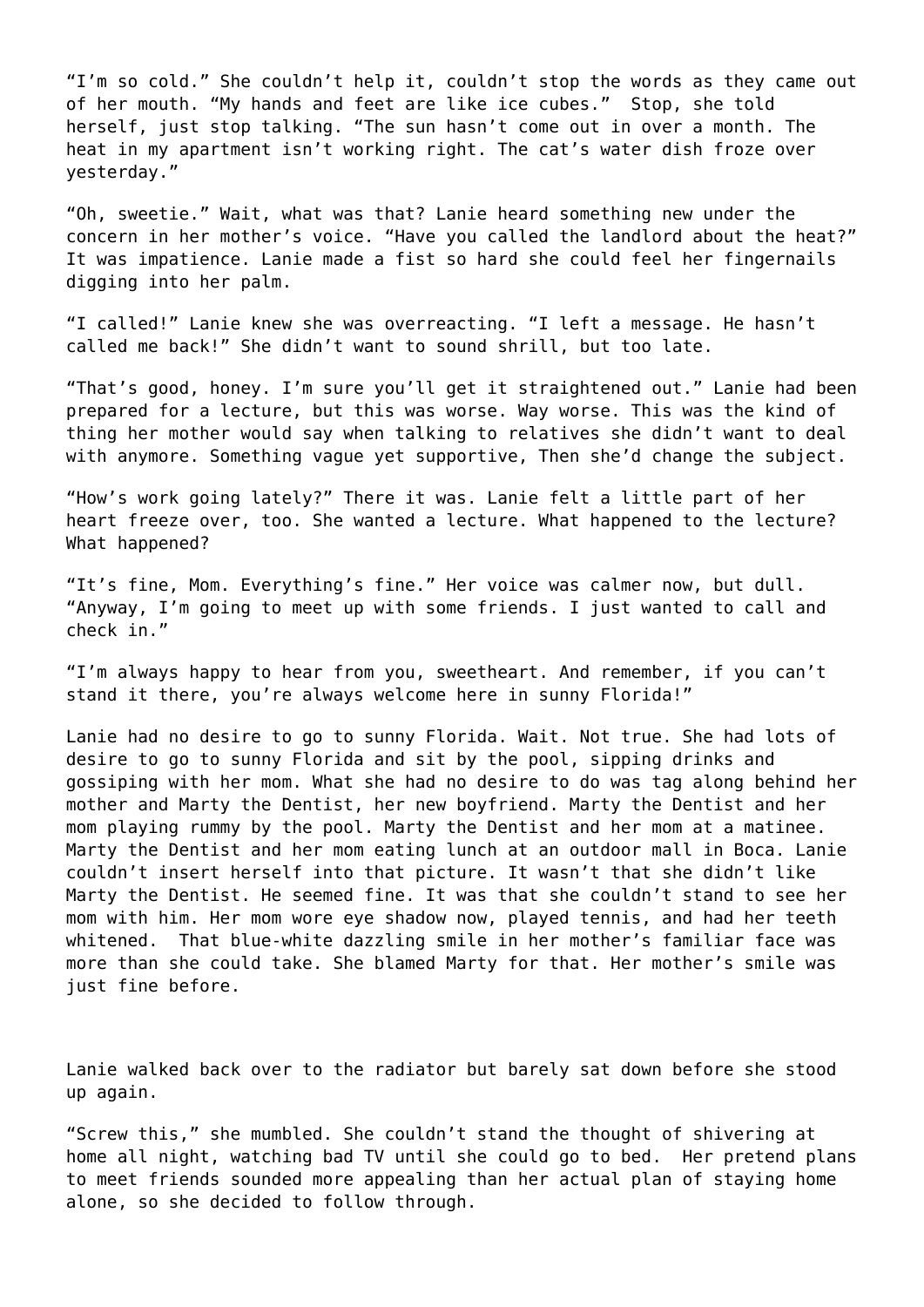"I'm so cold." She couldn't help it, couldn't stop the words as they came out of her mouth. "My hands and feet are like ice cubes." Stop, she told herself, just stop talking. "The sun hasn't come out in over a month. The heat in my apartment isn't working right. The cat's water dish froze over yesterday."

"Oh, sweetie." Wait, what was that? Lanie heard something new under the concern in her mother's voice. "Have you called the landlord about the heat?" It was impatience. Lanie made a fist so hard she could feel her fingernails digging into her palm.

"I called!" Lanie knew she was overreacting. "I left a message. He hasn't called me back!" She didn't want to sound shrill, but too late.

"That's good, honey. I'm sure you'll get it straightened out." Lanie had been prepared for a lecture, but this was worse. Way worse. This was the kind of thing her mother would say when talking to relatives she didn't want to deal with anymore. Something vague yet supportive, Then she'd change the subject.

"How's work going lately?" There it was. Lanie felt a little part of her heart freeze over, too. She wanted a lecture. What happened to the lecture? What happened?

"It's fine, Mom. Everything's fine." Her voice was calmer now, but dull. "Anyway, I'm going to meet up with some friends. I just wanted to call and check in."

"I'm always happy to hear from you, sweetheart. And remember, if you can't stand it there, you're always welcome here in sunny Florida!"

Lanie had no desire to go to sunny Florida. Wait. Not true. She had lots of desire to go to sunny Florida and sit by the pool, sipping drinks and gossiping with her mom. What she had no desire to do was tag along behind her mother and Marty the Dentist, her new boyfriend. Marty the Dentist and her mom playing rummy by the pool. Marty the Dentist and her mom at a matinee. Marty the Dentist and her mom eating lunch at an outdoor mall in Boca. Lanie couldn't insert herself into that picture. It wasn't that she didn't like Marty the Dentist. He seemed fine. It was that she couldn't stand to see her mom with him. Her mom wore eye shadow now, played tennis, and had her teeth whitened. That blue-white dazzling smile in her mother's familiar face was more than she could take. She blamed Marty for that. Her mother's smile was just fine before.

Lanie walked back over to the radiator but barely sat down before she stood up again.

"Screw this," she mumbled. She couldn't stand the thought of shivering at home all night, watching bad TV until she could go to bed. Her pretend plans to meet friends sounded more appealing than her actual plan of staying home alone, so she decided to follow through.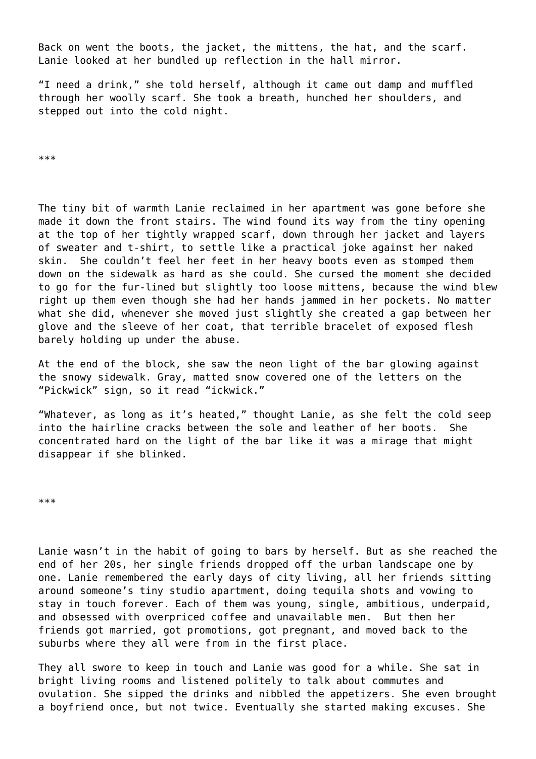Back on went the boots, the jacket, the mittens, the hat, and the scarf. Lanie looked at her bundled up reflection in the hall mirror.

“I need a drink,” she told herself, although it came out damp and muffled through her woolly scarf. She took a breath, hunched her shoulders, and stepped out into the cold night.

***

The tiny bit of warmth Lanie reclaimed in her apartment was gone before she made it down the front stairs. The wind found its way from the tiny opening at the top of her tightly wrapped scarf, down through her jacket and layers of sweater and t-shirt, to settle like a practical joke against her naked skin. She couldn’t feel her feet in her heavy boots even as stomped them down on the sidewalk as hard as she could. She cursed the moment she decided to go for the fur-lined but slightly too loose mittens, because the wind blew right up them even though she had her hands jammed in her pockets. No matter what she did, whenever she moved just slightly she created a gap between her glove and the sleeve of her coat, that terrible bracelet of exposed flesh barely holding up under the abuse.

At the end of the block, she saw the neon light of the bar glowing against the snowy sidewalk. Gray, matted snow covered one of the letters on the “Pickwick” sign, so it read “ickwick.”

“Whatever, as long as it’s heated,” thought Lanie, as she felt the cold seep into the hairline cracks between the sole and leather of her boots. She concentrated hard on the light of the bar like it was a mirage that might disappear if she blinked.

***

Lanie wasn’t in the habit of going to bars by herself. But as she reached the end of her 20s, her single friends dropped off the urban landscape one by one. Lanie remembered the early days of city living, all her friends sitting around someone’s tiny studio apartment, doing tequila shots and vowing to stay in touch forever. Each of them was young, single, ambitious, underpaid, and obsessed with overpriced coffee and unavailable men. But then her friends got married, got promotions, got pregnant, and moved back to the suburbs where they all were from in the first place.

They all swore to keep in touch and Lanie was good for a while. She sat in bright living rooms and listened politely to talk about commutes and ovulation. She sipped the drinks and nibbled the appetizers. She even brought a boyfriend once, but not twice. Eventually she started making excuses. She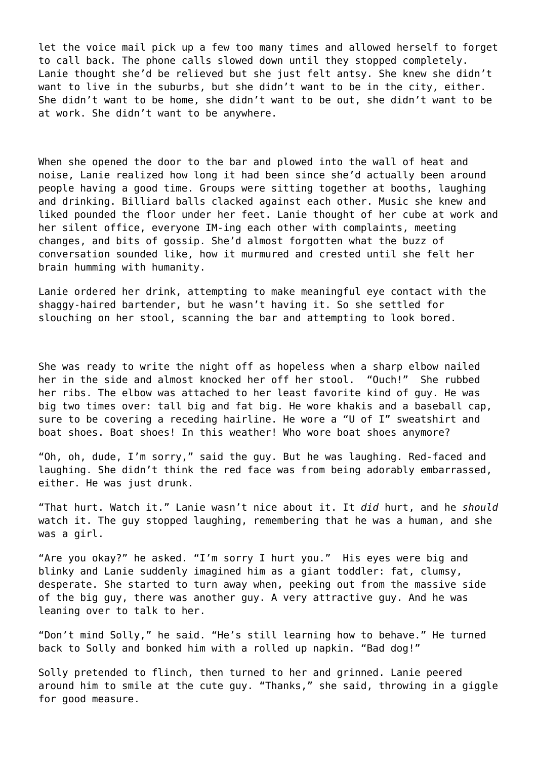let the voice mail pick up a few too many times and allowed herself to forget to call back. The phone calls slowed down until they stopped completely. Lanie thought she'd be relieved but she just felt antsy. She knew she didn't want to live in the suburbs, but she didn't want to be in the city, either. She didn't want to be home, she didn't want to be out, she didn't want to be at work. She didn't want to be anywhere.

When she opened the door to the bar and plowed into the wall of heat and noise, Lanie realized how long it had been since she'd actually been around people having a good time. Groups were sitting together at booths, laughing and drinking. Billiard balls clacked against each other. Music she knew and liked pounded the floor under her feet. Lanie thought of her cube at work and her silent office, everyone IM-ing each other with complaints, meeting changes, and bits of gossip. She'd almost forgotten what the buzz of conversation sounded like, how it murmured and crested until she felt her brain humming with humanity.

Lanie ordered her drink, attempting to make meaningful eye contact with the shaggy-haired bartender, but he wasn't having it. So she settled for slouching on her stool, scanning the bar and attempting to look bored.

She was ready to write the night off as hopeless when a sharp elbow nailed her in the side and almost knocked her off her stool. "Ouch!" She rubbed her ribs. The elbow was attached to her least favorite kind of guy. He was big two times over: tall big and fat big. He wore khakis and a baseball cap, sure to be covering a receding hairline. He wore a "U of I" sweatshirt and boat shoes. Boat shoes! In this weather! Who wore boat shoes anymore?

"Oh, oh, dude, I'm sorry," said the guy. But he was laughing. Red-faced and laughing. She didn't think the red face was from being adorably embarrassed, either. He was just drunk.

"That hurt. Watch it." Lanie wasn't nice about it. It *did* hurt, and he *should* watch it. The guy stopped laughing, remembering that he was a human, and she was a girl.

"Are you okay?" he asked. "I'm sorry I hurt you." His eyes were big and blinky and Lanie suddenly imagined him as a giant toddler: fat, clumsy, desperate. She started to turn away when, peeking out from the massive side of the big guy, there was another guy. A very attractive guy. And he was leaning over to talk to her.

"Don't mind Solly," he said. "He's still learning how to behave." He turned back to Solly and bonked him with a rolled up napkin. "Bad dog!"

Solly pretended to flinch, then turned to her and grinned. Lanie peered around him to smile at the cute guy. "Thanks," she said, throwing in a giggle for good measure.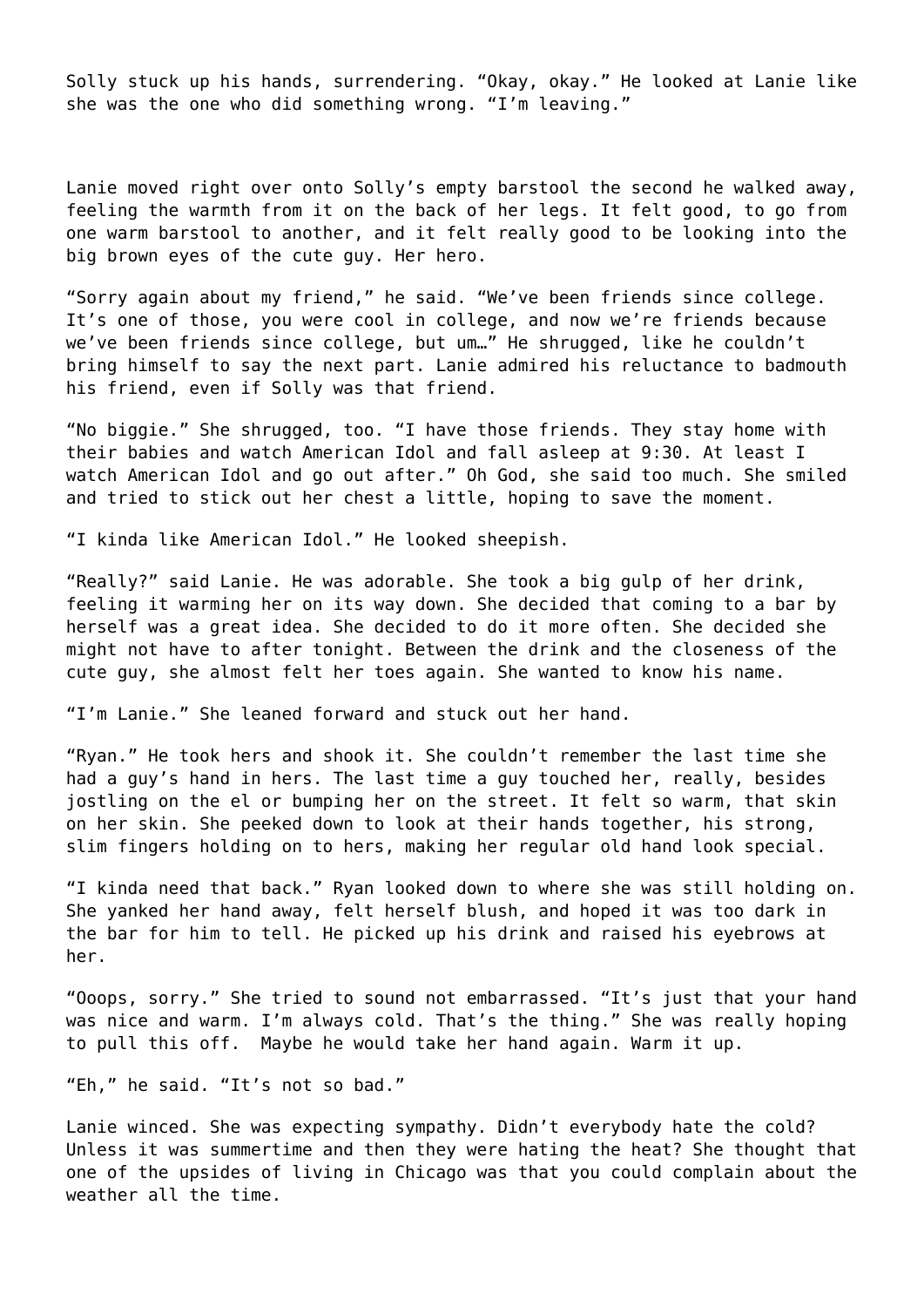Solly stuck up his hands, surrendering. “Okay, okay.” He looked at Lanie like she was the one who did something wrong. “I’m leaving.”

Lanie moved right over onto Solly’s empty barstool the second he walked away, feeling the warmth from it on the back of her legs. It felt good, to go from one warm barstool to another, and it felt really good to be looking into the big brown eyes of the cute guy. Her hero.

“Sorry again about my friend,” he said. “We’ve been friends since college. It’s one of those, you were cool in college, and now we’re friends because we’ve been friends since college, but um…” He shrugged, like he couldn’t bring himself to say the next part. Lanie admired his reluctance to badmouth his friend, even if Solly was that friend.

“No biggie.” She shrugged, too. “I have those friends. They stay home with their babies and watch American Idol and fall asleep at 9:30. At least I watch American Idol and go out after.” Oh God, she said too much. She smiled and tried to stick out her chest a little, hoping to save the moment.

“I kinda like American Idol.” He looked sheepish.

“Really?” said Lanie. He was adorable. She took a big gulp of her drink, feeling it warming her on its way down. She decided that coming to a bar by herself was a great idea. She decided to do it more often. She decided she might not have to after tonight. Between the drink and the closeness of the cute guy, she almost felt her toes again. She wanted to know his name.

“I’m Lanie.” She leaned forward and stuck out her hand.

“Ryan.” He took hers and shook it. She couldn’t remember the last time she had a guy’s hand in hers. The last time a guy touched her, really, besides jostling on the el or bumping her on the street. It felt so warm, that skin on her skin. She peeked down to look at their hands together, his strong, slim fingers holding on to hers, making her regular old hand look special.

“I kinda need that back.” Ryan looked down to where she was still holding on. She yanked her hand away, felt herself blush, and hoped it was too dark in the bar for him to tell. He picked up his drink and raised his eyebrows at her.

“Ooops, sorry.” She tried to sound not embarrassed. “It’s just that your hand was nice and warm. I’m always cold. That’s the thing.” She was really hoping to pull this off. Maybe he would take her hand again. Warm it up.

“Eh,” he said. “It’s not so bad.”

Lanie winced. She was expecting sympathy. Didn’t everybody hate the cold? Unless it was summertime and then they were hating the heat? She thought that one of the upsides of living in Chicago was that you could complain about the weather all the time.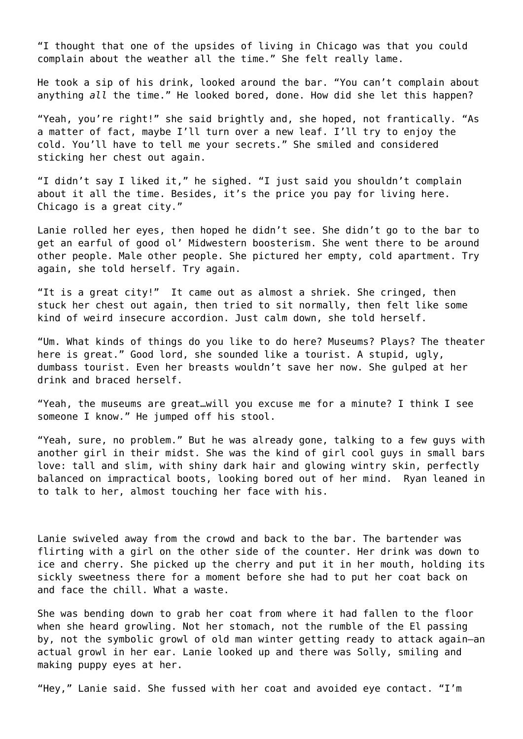"I thought that one of the upsides of living in Chicago was that you could complain about the weather all the time." She felt really lame.

He took a sip of his drink, looked around the bar. "You can't complain about anything *all* the time." He looked bored, done. How did she let this happen?

"Yeah, you're right!" she said brightly and, she hoped, not frantically. "As a matter of fact, maybe I'll turn over a new leaf. I'll try to enjoy the cold. You'll have to tell me your secrets." She smiled and considered sticking her chest out again.

"I didn't say I liked it," he sighed. "I just said you shouldn't complain about it all the time. Besides, it's the price you pay for living here. Chicago is a great city."

Lanie rolled her eyes, then hoped he didn't see. She didn't go to the bar to get an earful of good ol' Midwestern boosterism. She went there to be around other people. Male other people. She pictured her empty, cold apartment. Try again, she told herself. Try again.

"It is a great city!" It came out as almost a shriek. She cringed, then stuck her chest out again, then tried to sit normally, then felt like some kind of weird insecure accordion. Just calm down, she told herself.

"Um. What kinds of things do you like to do here? Museums? Plays? The theater here is great." Good lord, she sounded like a tourist. A stupid, ugly, dumbass tourist. Even her breasts wouldn't save her now. She gulped at her drink and braced herself.

"Yeah, the museums are great…will you excuse me for a minute? I think I see someone I know." He jumped off his stool.

"Yeah, sure, no problem." But he was already gone, talking to a few guys with another girl in their midst. She was the kind of girl cool guys in small bars love: tall and slim, with shiny dark hair and glowing wintry skin, perfectly balanced on impractical boots, looking bored out of her mind. Ryan leaned in to talk to her, almost touching her face with his.

Lanie swiveled away from the crowd and back to the bar. The bartender was flirting with a girl on the other side of the counter. Her drink was down to ice and cherry. She picked up the cherry and put it in her mouth, holding its sickly sweetness there for a moment before she had to put her coat back on and face the chill. What a waste.

She was bending down to grab her coat from where it had fallen to the floor when she heard growling. Not her stomach, not the rumble of the El passing by, not the symbolic growl of old man winter getting ready to attack again—an actual growl in her ear. Lanie looked up and there was Solly, smiling and making puppy eyes at her.

"Hey," Lanie said. She fussed with her coat and avoided eye contact. "I'm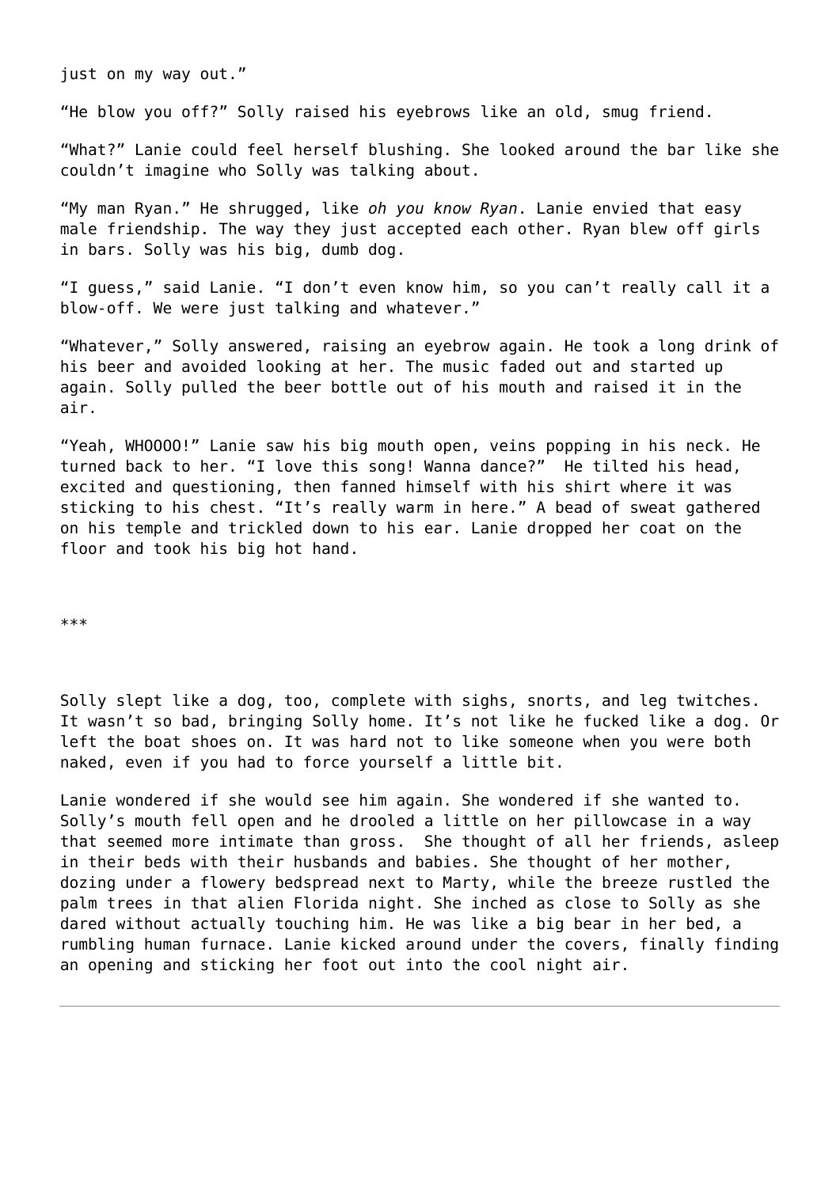just on my way out."

"He blow you off?" Solly raised his eyebrows like an old, smug friend.

"What?" Lanie could feel herself blushing. She looked around the bar like she couldn't imagine who Solly was talking about.

"My man Ryan." He shrugged, like *oh you know Ryan*. Lanie envied that easy male friendship. The way they just accepted each other. Ryan blew off girls in bars. Solly was his big, dumb dog.

"I guess," said Lanie. "I don't even know him, so you can't really call it a blow-off. We were just talking and whatever."

"Whatever," Solly answered, raising an eyebrow again. He took a long drink of his beer and avoided looking at her. The music faded out and started up again. Solly pulled the beer bottle out of his mouth and raised it in the air.

"Yeah, WHOOOO!" Lanie saw his big mouth open, veins popping in his neck. He turned back to her. "I love this song! Wanna dance?" He tilted his head, excited and questioning, then fanned himself with his shirt where it was sticking to his chest. "It's really warm in here." A bead of sweat gathered on his temple and trickled down to his ear. Lanie dropped her coat on the floor and took his big hot hand.

***

Solly slept like a dog, too, complete with sighs, snorts, and leg twitches. It wasn't so bad, bringing Solly home. It's not like he fucked like a dog. Or left the boat shoes on. It was hard not to like someone when you were both naked, even if you had to force yourself a little bit.

Lanie wondered if she would see him again. She wondered if she wanted to. Solly's mouth fell open and he drooled a little on her pillowcase in a way that seemed more intimate than gross. She thought of all her friends, asleep in their beds with their husbands and babies. She thought of her mother, dozing under a flowery bedspread next to Marty, while the breeze rustled the palm trees in that alien Florida night. She inched as close to Solly as she dared without actually touching him. He was like a big bear in her bed, a rumbling human furnace. Lanie kicked around under the covers, finally finding an opening and sticking her foot out into the cool night air.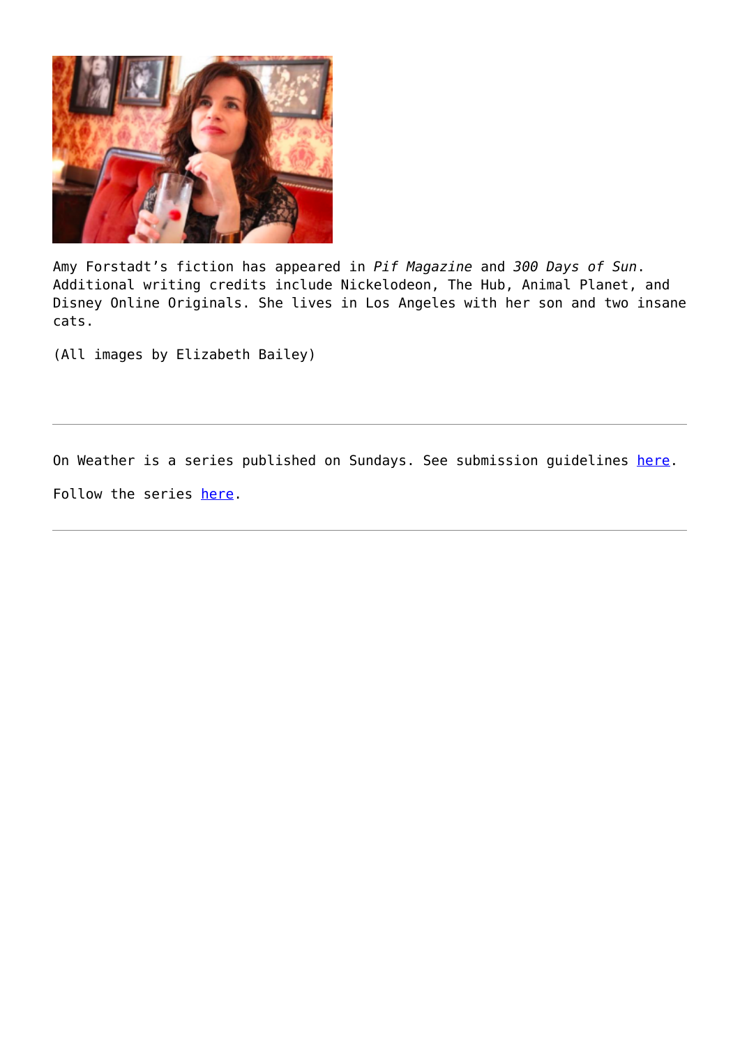Amy Forstadt's fiction has appeared in *Pif Magazine* and *300 Days of Sun*. Additional writing credits include Nickelodeon, The Hub, Animal Planet, and Disney Online Originals. She lives in Los Angeles with her son and two insane cats.

(All images by Elizabeth Bailey)

---

On Weather is a series published on Sundays. See submission guidelines here.

Follow the series here.

---